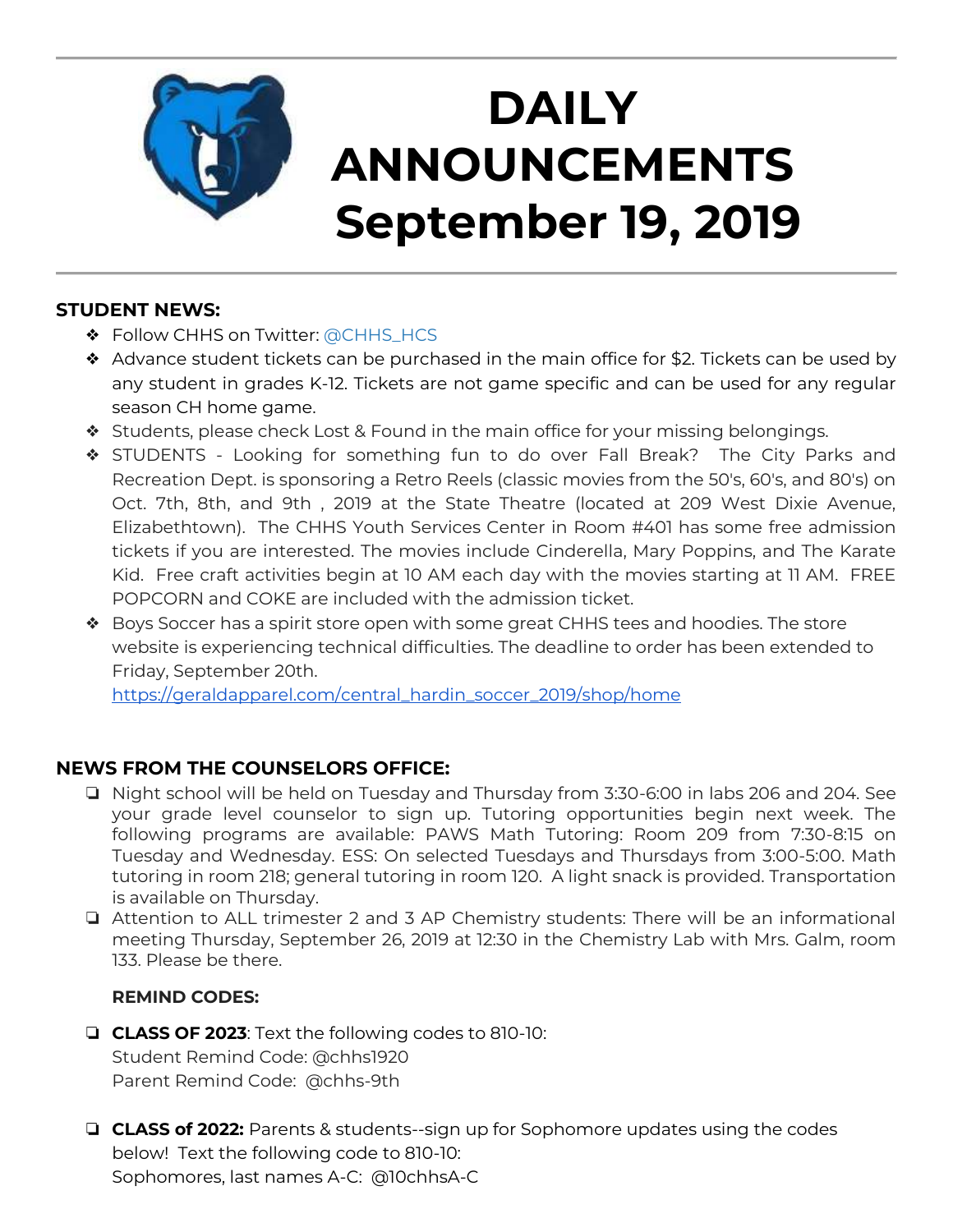# DAILY ANNOUNCEMENTS September 19, 2019

**STUDENT NEWS:**

- Follow CHHS on Twitter: @CHHS_HCS
- Advance student tickets can be purchased in the main office for $2. Tickets can be used by any student in grades K-12. Tickets are not game specific and can be used for any regular season CH home game.
- Students, please check Lost & Found in the main office for your missing belongings.
- STUDENTS - Looking for something fun to do over Fall Break? The City Parks and Recreation Dept. is sponsoring a Retro Reels (classic movies from the 50's, 60's, and 80's) on Oct. 7th, 8th, and 9th , 2019 at the State Theatre (located at 209 West Dixie Avenue, Elizabethtown). The CHHS Youth Services Center in Room #401 has some free admission tickets if you are interested. The movies include Cinderella, Mary Poppins, and The Karate Kid. Free craft activities begin at 10 AM each day with the movies starting at 11 AM. FREE POPCORN and COKE are included with the admission ticket.
- Boys Soccer has a spirit store open with some great CHHS tees and hoodies. The store website is experiencing technical difficulties. The deadline to order has been extended to Friday, September 20th.
  https://geraldapparel.com/central_hardin_soccer_2019/shop/home

**NEWS FROM THE COUNSELORS OFFICE:**

- Night school will be held on Tuesday and Thursday from 3:30-6:00 in labs 206 and 204. See your grade level counselor to sign up. Tutoring opportunities begin next week. The following programs are available: PAWS Math Tutoring: Room 209 from 7:30-8:15 on Tuesday and Wednesday. ESS: On selected Tuesdays and Thursdays from 3:00-5:00. Math tutoring in room 218; general tutoring in room 120. A light snack is provided. Transportation is available on Thursday.
- Attention to ALL trimester 2 and 3 AP Chemistry students: There will be an informational meeting Thursday, September 26, 2019 at 12:30 in the Chemistry Lab with Mrs. Galm, room 133. Please be there.

**REMIND CODES:**

- **CLASS OF 2023**: Text the following codes to 810-10:
  Student Remind Code: @chhs1920
  Parent Remind Code: @chhs-9th

- **CLASS of 2022:** Parents & students--sign up for Sophomore updates using the codes below! Text the following code to 810-10:
  Sophomores, last names A-C: @10chhsA-C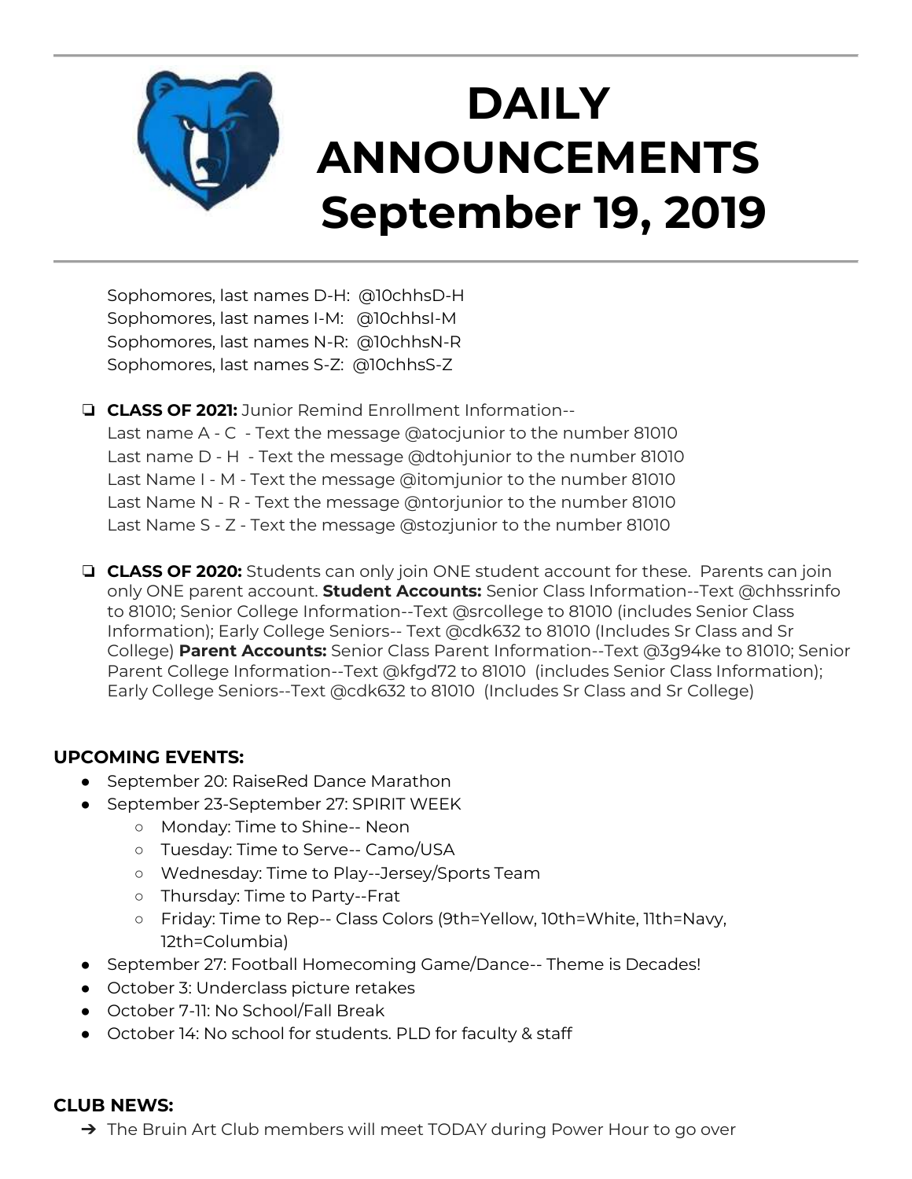# DAILY ANNOUNCEMENTS September 19, 2019

Sophomores, last names D-H: @10chhsD-H
Sophomores, last names I-M: @10chhsI-M
Sophomores, last names N-R: @10chhsN-R
Sophomores, last names S-Z: @10chhsS-Z

- **CLASS OF 2021:** Junior Remind Enrollment Information--
  Last name A - C - Text the message @atocjunior to the number 81010
  Last name D - H - Text the message @dtohjunior to the number 81010
  Last Name I - M - Text the message @itomjunior to the number 81010
  Last Name N - R - Text the message @ntorjunior to the number 81010
  Last Name S - Z - Text the message @stozjunior to the number 81010

- **CLASS OF 2020:** Students can only join ONE student account for these. Parents can join only ONE parent account. **Student Accounts:** Senior Class Information--Text @chhssrinfo to 81010; Senior College Information--Text @srcollege to 81010 (includes Senior Class Information); Early College Seniors-- Text @cdk632 to 81010 (Includes Sr Class and Sr College) **Parent Accounts:** Senior Class Parent Information--Text @3g94ke to 81010; Senior Parent College Information--Text @kfgd72 to 81010 (includes Senior Class Information); Early College Seniors--Text @cdk632 to 81010 (Includes Sr Class and Sr College)

## UPCOMING EVENTS:

- September 20: RaiseRed Dance Marathon
- September 23-September 27: SPIRIT WEEK
  - Monday: Time to Shine-- Neon
  - Tuesday: Time to Serve-- Camo/USA
  - Wednesday: Time to Play--Jersey/Sports Team
  - Thursday: Time to Party--Frat
  - Friday: Time to Rep-- Class Colors (9th=Yellow, 10th=White, 11th=Navy, 12th=Columbia)
- September 27: Football Homecoming Game/Dance-- Theme is Decades!
- October 3: Underclass picture retakes
- October 7-11: No School/Fall Break
- October 14: No school for students. PLD for faculty & staff

## CLUB NEWS:

- The Bruin Art Club members will meet TODAY during Power Hour to go over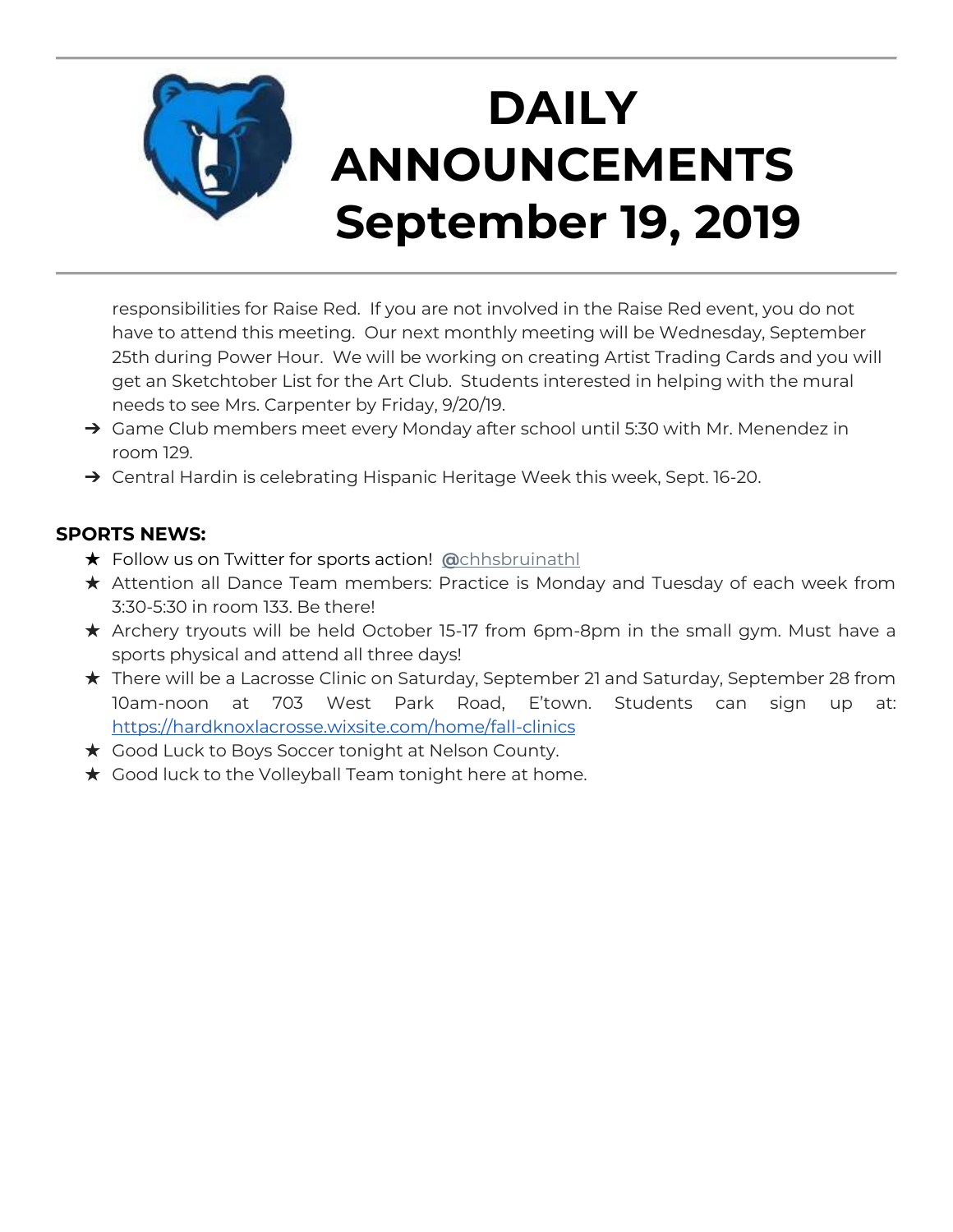# DAILY ANNOUNCEMENTS September 19, 2019

responsibilities for Raise Red. If you are not involved in the Raise Red event, you do not have to attend this meeting. Our next monthly meeting will be Wednesday, September 25th during Power Hour. We will be working on creating Artist Trading Cards and you will get an Sketchtober List for the Art Club. Students interested in helping with the mural needs to see Mrs. Carpenter by Friday, 9/20/19.

- Game Club members meet every Monday after school until 5:30 with Mr. Menendez in room 129.
- Central Hardin is celebrating Hispanic Heritage Week this week, Sept. 16-20.

**SPORTS NEWS:**

- Follow us on Twitter for sports action! @chhsbruinathl
- Attention all Dance Team members: Practice is Monday and Tuesday of each week from 3:30-5:30 in room 133. Be there!
- Archery tryouts will be held October 15-17 from 6pm-8pm in the small gym. Must have a sports physical and attend all three days!
- There will be a Lacrosse Clinic on Saturday, September 21 and Saturday, September 28 from 10am-noon at 703 West Park Road, E'town. Students can sign up at: https://hardknoxlacrosse.wixsite.com/home/fall-clinics
- Good Luck to Boys Soccer tonight at Nelson County.
- Good luck to the Volleyball Team tonight here at home.